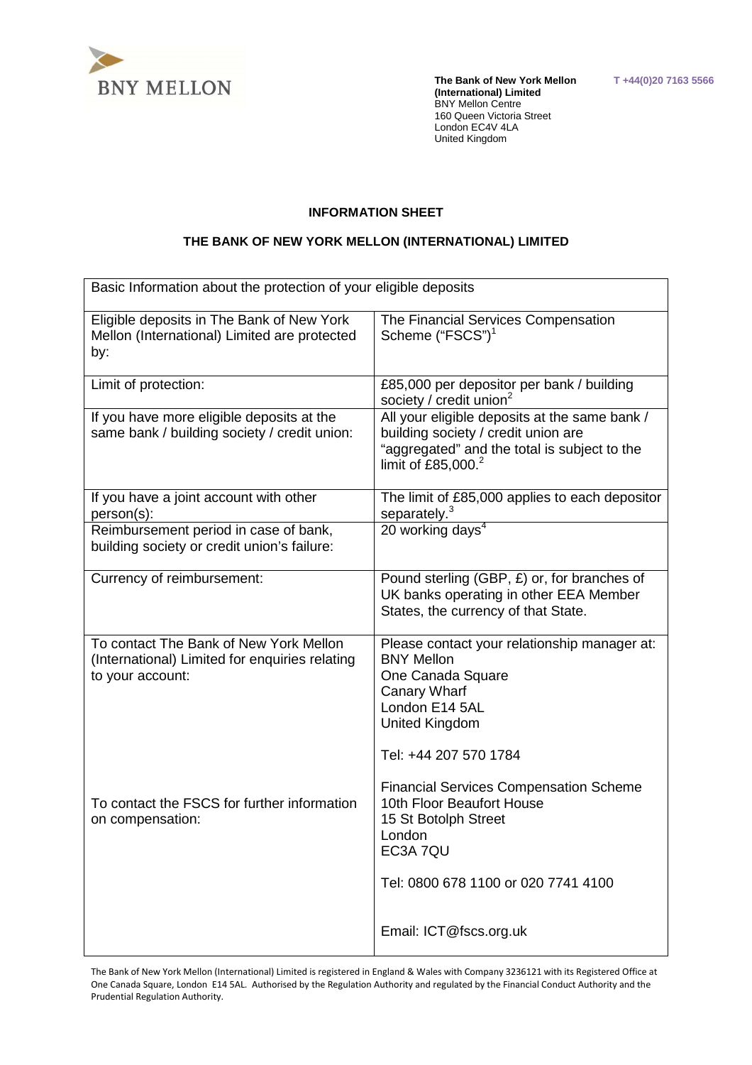**The Bank of New York Mellon (International) Limited**
BNY Mellon Centre
160 Queen Victoria Street
London EC4V 4LA
United Kingdom

T +44(0)20 7163 5566

**INFORMATION SHEET**

**THE BANK OF NEW YORK MELLON (INTERNATIONAL) LIMITED**

| Basic Information about the protection of your eligible deposits | |
|---|---|
| Eligible deposits in The Bank of New York Mellon (International) Limited are protected by: | The Financial Services Compensation Scheme ("FSCS")[1] |
| Limit of protection: | £85,000 per depositor per bank / building society / credit union[2] |
| If you have more eligible deposits at the same bank / building society / credit union: | All your eligible deposits at the same bank / building society / credit union are "aggregated" and the total is subject to the limit of £85,000.[2] |
| If you have a joint account with other person(s): | The limit of £85,000 applies to each depositor separately.[3] |
| Reimbursement period in case of bank, building society or credit union's failure: | 20 working days[4] |
| Currency of reimbursement: | Pound sterling (GBP, £) or, for branches of UK banks operating in other EEA Member States, the currency of that State. |
| To contact The Bank of New York Mellon (International) Limited for enquiries relating to your account: | Please contact your relationship manager at: BNY Mellon, One Canada Square, Canary Wharf, London E14 5AL, United Kingdom<br><br>Tel: +44 207 570 1784 |
| To contact the FSCS for further information on compensation: | Financial Services Compensation Scheme, 10th Floor Beaufort House, 15 St Botolph Street, London, EC3A 7QU<br><br>Tel: 0800 678 1100 or 020 7741 4100<br><br>Email: ICT@fscs.org.uk |

The Bank of New York Mellon (International) Limited is registered in England & Wales with Company 3236121 with its Registered Office at One Canada Square, London E14 5AL. Authorised by the Regulation Authority and regulated by the Financial Conduct Authority and the Prudential Regulation Authority.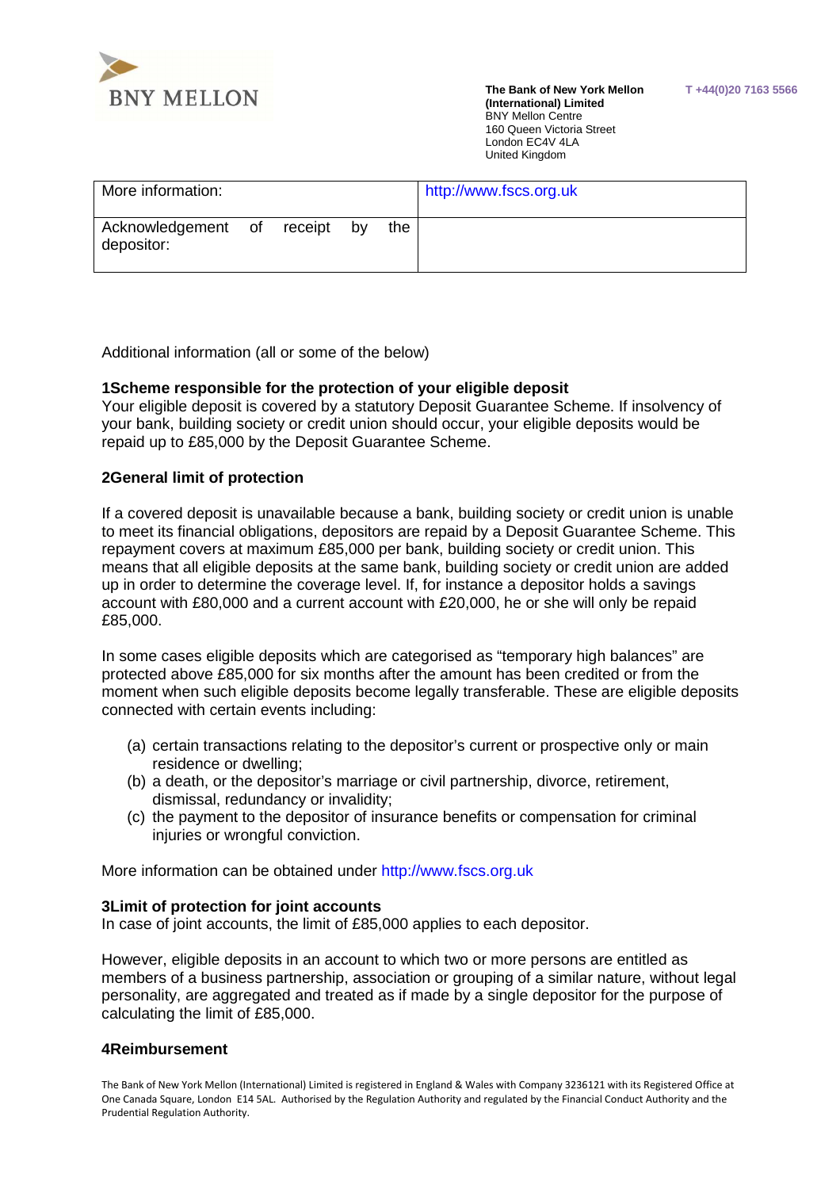**The Bank of New York Mellon (International) Limited**
BNY Mellon Centre
160 Queen Victoria Street
London EC4V 4LA
United Kingdom

T +44(0)20 7163 5566

| More information: | http://www.fscs.org.uk |
| --- | --- |
| Acknowledgement of receipt by the depositor: | |

Additional information (all or some of the below)

**1Scheme responsible for the protection of your eligible deposit**
Your eligible deposit is covered by a statutory Deposit Guarantee Scheme. If insolvency of your bank, building society or credit union should occur, your eligible deposits would be repaid up to £85,000 by the Deposit Guarantee Scheme.

**2General limit of protection**

If a covered deposit is unavailable because a bank, building society or credit union is unable to meet its financial obligations, depositors are repaid by a Deposit Guarantee Scheme. This repayment covers at maximum £85,000 per bank, building society or credit union. This means that all eligible deposits at the same bank, building society or credit union are added up in order to determine the coverage level. If, for instance a depositor holds a savings account with £80,000 and a current account with £20,000, he or she will only be repaid £85,000.

In some cases eligible deposits which are categorised as "temporary high balances" are protected above £85,000 for six months after the amount has been credited or from the moment when such eligible deposits become legally transferable. These are eligible deposits connected with certain events including:

(a) certain transactions relating to the depositor's current or prospective only or main residence or dwelling;
(b) a death, or the depositor's marriage or civil partnership, divorce, retirement, dismissal, redundancy or invalidity;
(c) the payment to the depositor of insurance benefits or compensation for criminal injuries or wrongful conviction.

More information can be obtained under http://www.fscs.org.uk

**3Limit of protection for joint accounts**
In case of joint accounts, the limit of £85,000 applies to each depositor.

However, eligible deposits in an account to which two or more persons are entitled as members of a business partnership, association or grouping of a similar nature, without legal personality, are aggregated and treated as if made by a single depositor for the purpose of calculating the limit of £85,000.

**4Reimbursement**

The Bank of New York Mellon (International) Limited is registered in England & Wales with Company 3236121 with its Registered Office at One Canada Square, London E14 5AL. Authorised by the Regulation Authority and regulated by the Financial Conduct Authority and the Prudential Regulation Authority.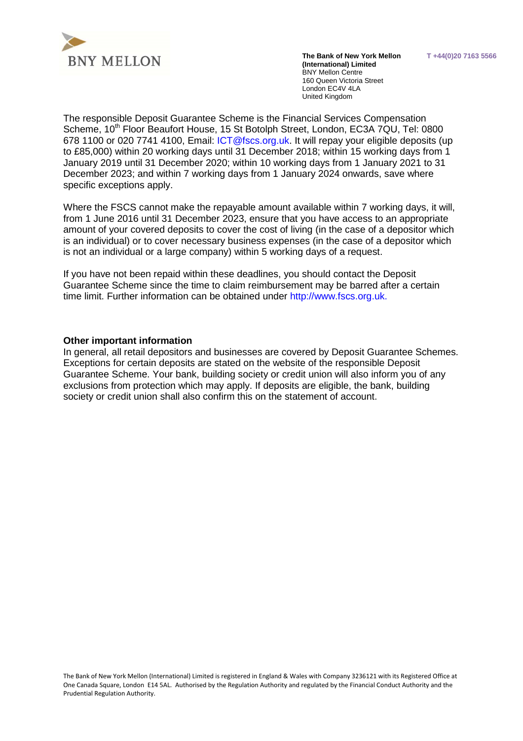The Bank of New York Mellon (International) Limited
BNY Mellon Centre
160 Queen Victoria Street
London EC4V 4LA
United Kingdom

T +44(0)20 7163 5566

The responsible Deposit Guarantee Scheme is the Financial Services Compensation Scheme, 10th Floor Beaufort House, 15 St Botolph Street, London, EC3A 7QU, Tel: 0800 678 1100 or 020 7741 4100, Email: ICT@fscs.org.uk. It will repay your eligible deposits (up to £85,000) within 20 working days until 31 December 2018; within 15 working days from 1 January 2019 until 31 December 2020; within 10 working days from 1 January 2021 to 31 December 2023; and within 7 working days from 1 January 2024 onwards, save where specific exceptions apply.

Where the FSCS cannot make the repayable amount available within 7 working days, it will, from 1 June 2016 until 31 December 2023, ensure that you have access to an appropriate amount of your covered deposits to cover the cost of living (in the case of a depositor which is an individual) or to cover necessary business expenses (in the case of a depositor which is not an individual or a large company) within 5 working days of a request.

If you have not been repaid within these deadlines, you should contact the Deposit Guarantee Scheme since the time to claim reimbursement may be barred after a certain time limit. Further information can be obtained under http://www.fscs.org.uk.

**Other important information**

In general, all retail depositors and businesses are covered by Deposit Guarantee Schemes. Exceptions for certain deposits are stated on the website of the responsible Deposit Guarantee Scheme. Your bank, building society or credit union will also inform you of any exclusions from protection which may apply. If deposits are eligible, the bank, building society or credit union shall also confirm this on the statement of account.

The Bank of New York Mellon (International) Limited is registered in England & Wales with Company 3236121 with its Registered Office at One Canada Square, London E14 5AL. Authorised by the Regulation Authority and regulated by the Financial Conduct Authority and the Prudential Regulation Authority.